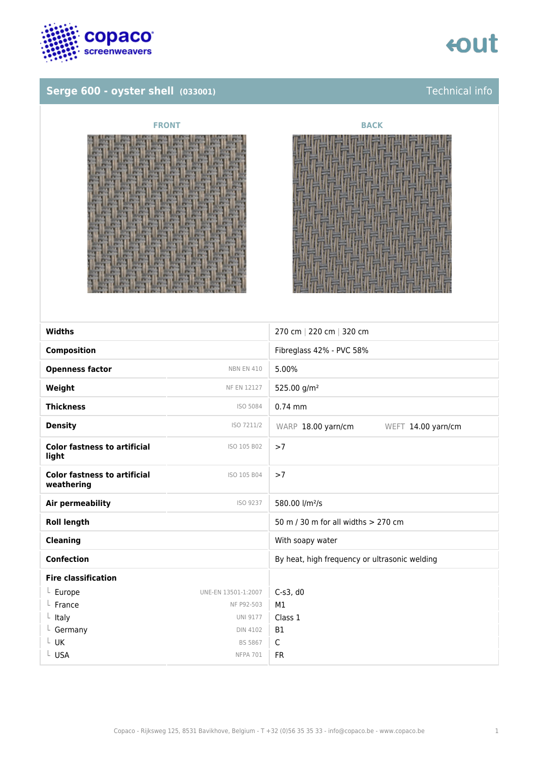## Serge 600 - oyster shell (033001)

Technical info

FRONT

BACK

| | | |
|---|---|---|
| **Widths** | | 270 cm \| 220 cm \| 320 cm |
| **Composition** | | Fibreglass 42% - PVC 58% |
| **Openness factor** | NBN EN 410 | 5.00% |
| **Weight** | NF EN 12127 | 525.00 g/m² |
| **Thickness** | ISO 5084 | 0.74 mm |
| **Density** | ISO 7211/2 | WARP 18.00 yarn/cm WEFT 14.00 yarn/cm |
| **Color fastness to artificial light** | ISO 105 B02 | >7 |
| **Color fastness to artificial weathering** | ISO 105 B04 | >7 |
| **Air permeability** | ISO 9237 | 580.00 l/m²/s |
| **Roll length** | | 50 m / 30 m for all widths > 270 cm |
| **Cleaning** | | With soapy water |
| **Confection** | | By heat, high frequency or ultrasonic welding |
| **Fire classification** | | |
| └ Europe | UNE-EN 13501-1:2007 | C-s3, d0 |
| └ France | NF P92-503 | M1 |
| └ Italy | UNI 9177 | Class 1 |
| └ Germany | DIN 4102 | B1 |
| └ UK | BS 5867 | C |
| └ USA | NFPA 701 | FR |

Copaco - Rijksweg 125, 8531 Bavikhove, Belgium - T +32 (0)56 35 35 33 - info@copaco.be - www.copaco.be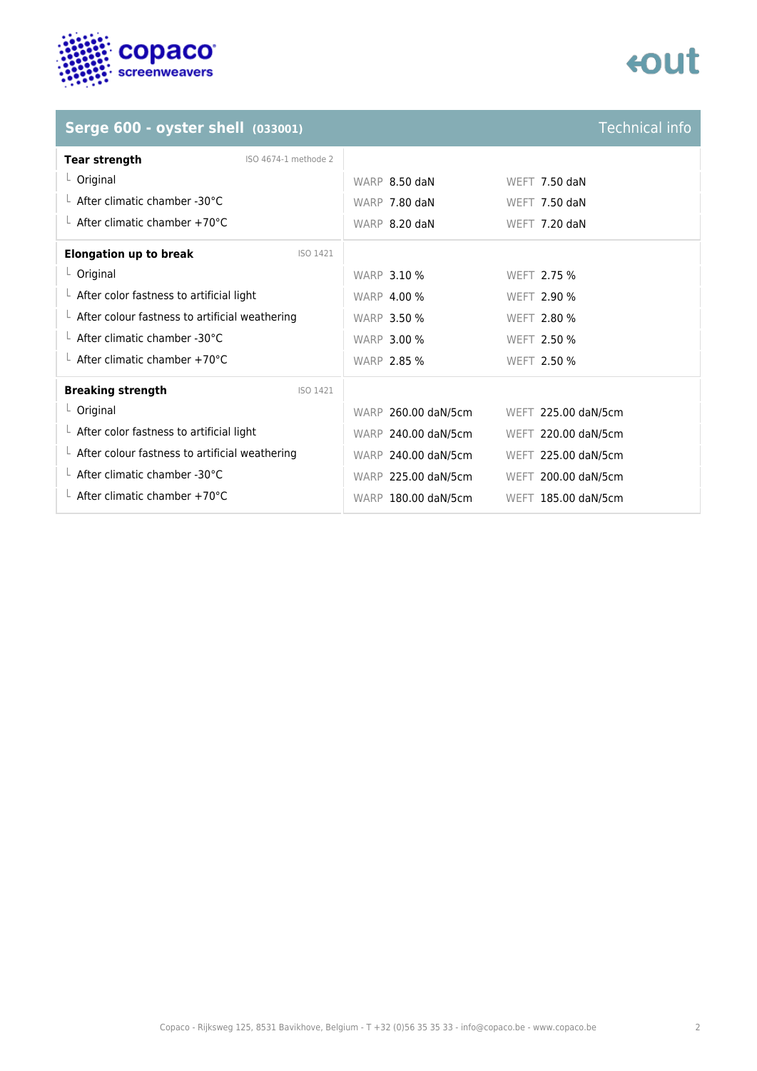## Serge 600 - oyster shell (033001)

Technical info

| Tear strength (ISO 4674-1 methode 2) | WARP | WEFT |
| --- | --- | --- |
| Original | 8.50 daN | 7.50 daN |
| After climatic chamber -30°C | 7.80 daN | 7.50 daN |
| After climatic chamber +70°C | 8.20 daN | 7.20 daN |

| Elongation up to break (ISO 1421) | WARP | WEFT |
| --- | --- | --- |
| Original | 3.10 % | 2.75 % |
| After color fastness to artificial light | 4.00 % | 2.90 % |
| After colour fastness to artificial weathering | 3.50 % | 2.80 % |
| After climatic chamber -30°C | 3.00 % | 2.50 % |
| After climatic chamber +70°C | 2.85 % | 2.50 % |

| Breaking strength (ISO 1421) | WARP | WEFT |
| --- | --- | --- |
| Original | 260.00 daN/5cm | 225.00 daN/5cm |
| After color fastness to artificial light | 240.00 daN/5cm | 220.00 daN/5cm |
| After colour fastness to artificial weathering | 240.00 daN/5cm | 225.00 daN/5cm |
| After climatic chamber -30°C | 225.00 daN/5cm | 200.00 daN/5cm |
| After climatic chamber +70°C | 180.00 daN/5cm | 185.00 daN/5cm |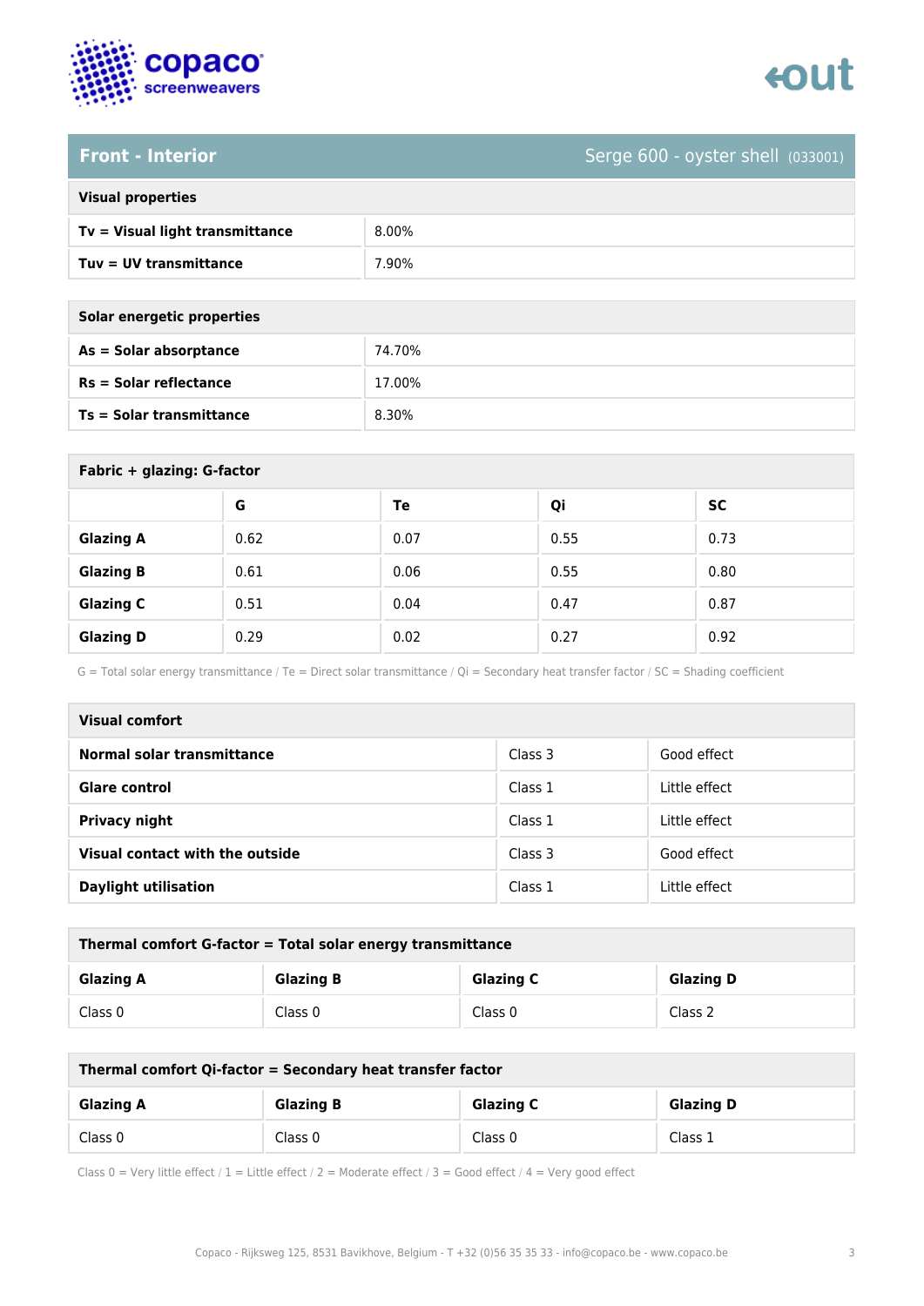## Front - Interior

Serge 600 - oyster shell (033001)

| Visual properties | |
|---|---|
| **Tv = Visual light transmittance** | 8.00% |
| **Tuv = UV transmittance** | 7.90% |

| Solar energetic properties | |
|---|---|
| **As = Solar absorptance** | 74.70% |
| **Rs = Solar reflectance** | 17.00% |
| **Ts = Solar transmittance** | 8.30% |

**Fabric + glazing: G-factor**

| | G | Te | Qi | SC |
|---|---|---|---|---|
| **Glazing A** | 0.62 | 0.07 | 0.55 | 0.73 |
| **Glazing B** | 0.61 | 0.06 | 0.55 | 0.80 |
| **Glazing C** | 0.51 | 0.04 | 0.47 | 0.87 |
| **Glazing D** | 0.29 | 0.02 | 0.27 | 0.92 |

G = Total solar energy transmittance / Te = Direct solar transmittance / Qi = Secondary heat transfer factor / SC = Shading coefficient

| Visual comfort | | |
|---|---|---|
| **Normal solar transmittance** | Class 3 | Good effect |
| **Glare control** | Class 1 | Little effect |
| **Privacy night** | Class 1 | Little effect |
| **Visual contact with the outside** | Class 3 | Good effect |
| **Daylight utilisation** | Class 1 | Little effect |

**Thermal comfort G-factor = Total solar energy transmittance**

| Glazing A | Glazing B | Glazing C | Glazing D |
|---|---|---|---|
| Class 0 | Class 0 | Class 0 | Class 2 |

**Thermal comfort Qi-factor = Secondary heat transfer factor**

| Glazing A | Glazing B | Glazing C | Glazing D |
|---|---|---|---|
| Class 0 | Class 0 | Class 0 | Class 1 |

Class 0 = Very little effect / 1 = Little effect / 2 = Moderate effect / 3 = Good effect / 4 = Very good effect

Copaco - Rijksweg 125, 8531 Bavikhove, Belgium - T +32 (0)56 35 35 33 - info@copaco.be - www.copaco.be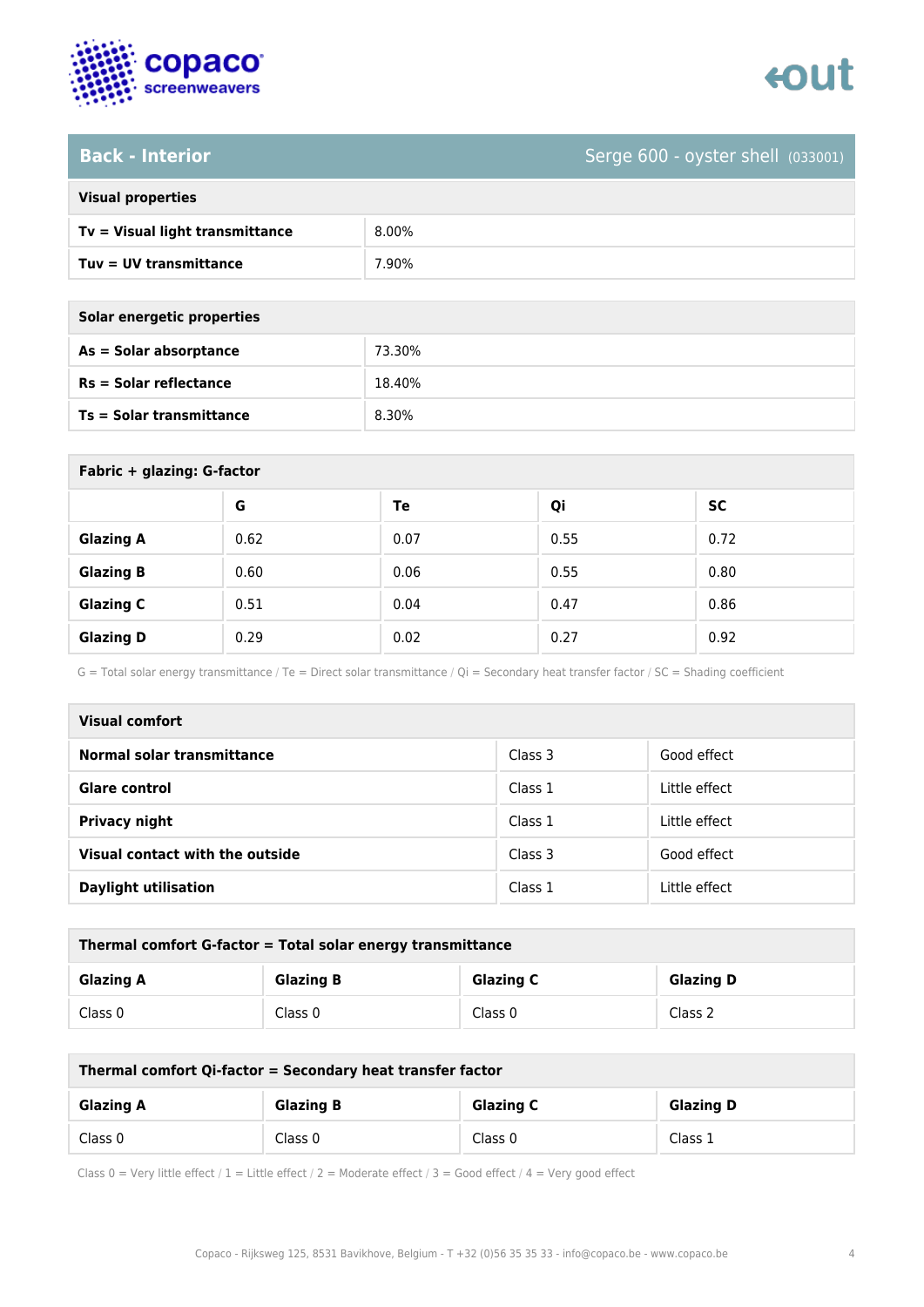## Back - Interior

Serge 600 - oyster shell (033001)

| Visual properties | |
|---|---|
| **Tv = Visual light transmittance** | 8.00% |
| **Tuv = UV transmittance** | 7.90% |

| Solar energetic properties | |
|---|---|
| **As = Solar absorptance** | 73.30% |
| **Rs = Solar reflectance** | 18.40% |
| **Ts = Solar transmittance** | 8.30% |

**Fabric + glazing: G-factor**

| | G | Te | Qi | SC |
|---|---|---|---|---|
| **Glazing A** | 0.62 | 0.07 | 0.55 | 0.72 |
| **Glazing B** | 0.60 | 0.06 | 0.55 | 0.80 |
| **Glazing C** | 0.51 | 0.04 | 0.47 | 0.86 |
| **Glazing D** | 0.29 | 0.02 | 0.27 | 0.92 |

G = Total solar energy transmittance / Te = Direct solar transmittance / Qi = Secondary heat transfer factor / SC = Shading coefficient

| Visual comfort | | |
|---|---|---|
| **Normal solar transmittance** | Class 3 | Good effect |
| **Glare control** | Class 1 | Little effect |
| **Privacy night** | Class 1 | Little effect |
| **Visual contact with the outside** | Class 3 | Good effect |
| **Daylight utilisation** | Class 1 | Little effect |

**Thermal comfort G-factor = Total solar energy transmittance**

| Glazing A | Glazing B | Glazing C | Glazing D |
|---|---|---|---|
| Class 0 | Class 0 | Class 0 | Class 2 |

**Thermal comfort Qi-factor = Secondary heat transfer factor**

| Glazing A | Glazing B | Glazing C | Glazing D |
|---|---|---|---|
| Class 0 | Class 0 | Class 0 | Class 1 |

Class 0 = Very little effect / 1 = Little effect / 2 = Moderate effect / 3 = Good effect / 4 = Very good effect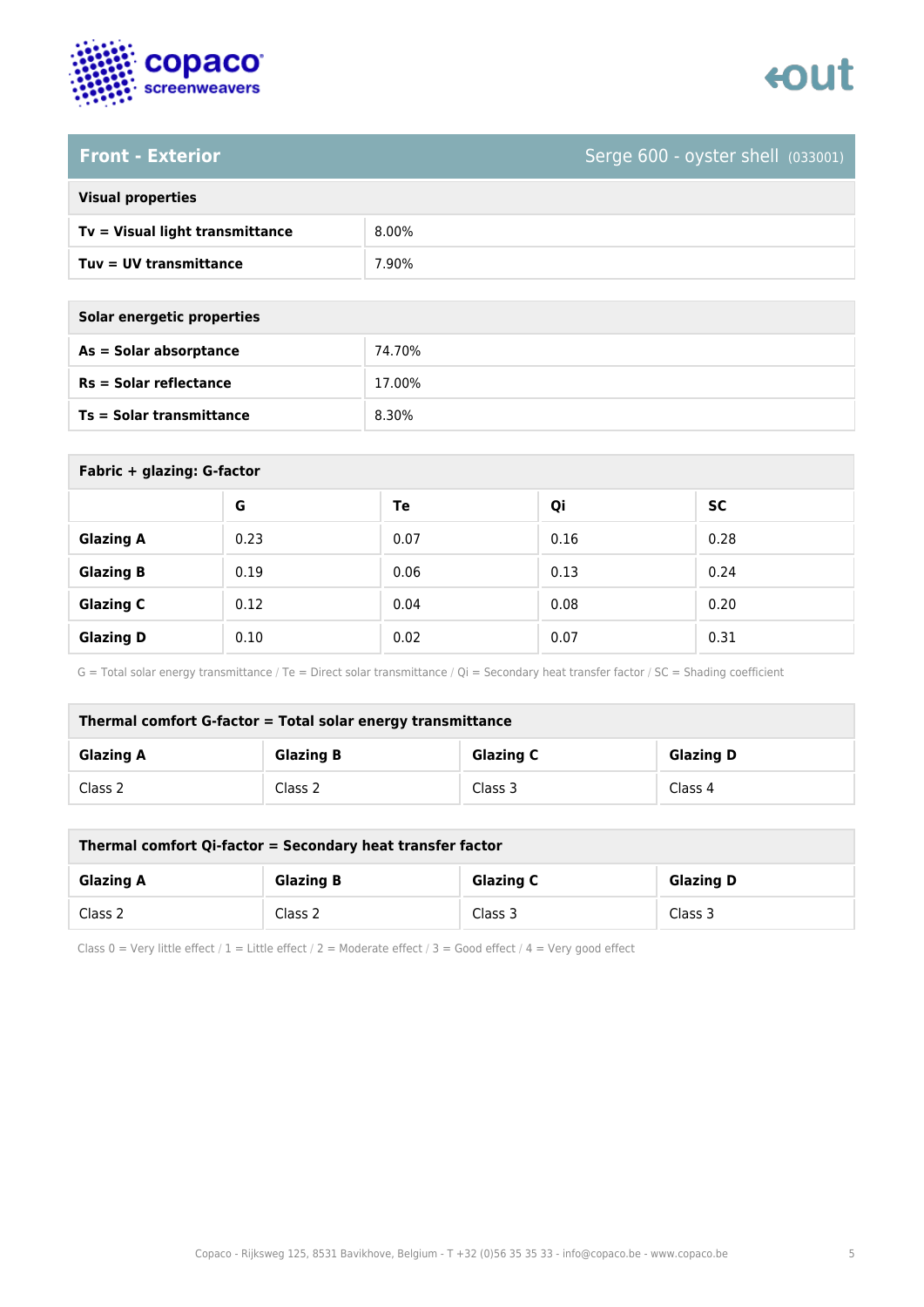## Front - Exterior

Serge 600 - oyster shell (033001)

| Visual properties | |
| --- | --- |
| **Tv = Visual light transmittance** | 8.00% |
| **Tuv = UV transmittance** | 7.90% |

| Solar energetic properties | |
| --- | --- |
| **As = Solar absorptance** | 74.70% |
| **Rs = Solar reflectance** | 17.00% |
| **Ts = Solar transmittance** | 8.30% |

**Fabric + glazing: G-factor**

| | G | Te | Qi | SC |
| --- | --- | --- | --- | --- |
| **Glazing A** | 0.23 | 0.07 | 0.16 | 0.28 |
| **Glazing B** | 0.19 | 0.06 | 0.13 | 0.24 |
| **Glazing C** | 0.12 | 0.04 | 0.08 | 0.20 |
| **Glazing D** | 0.10 | 0.02 | 0.07 | 0.31 |

G = Total solar energy transmittance / Te = Direct solar transmittance / Qi = Secondary heat transfer factor / SC = Shading coefficient

**Thermal comfort G-factor = Total solar energy transmittance**

| Glazing A | Glazing B | Glazing C | Glazing D |
| --- | --- | --- | --- |
| Class 2 | Class 2 | Class 3 | Class 4 |

**Thermal comfort Qi-factor = Secondary heat transfer factor**

| Glazing A | Glazing B | Glazing C | Glazing D |
| --- | --- | --- | --- |
| Class 2 | Class 2 | Class 3 | Class 3 |

Class 0 = Very little effect / 1 = Little effect / 2 = Moderate effect / 3 = Good effect / 4 = Very good effect

Copaco - Rijksweg 125, 8531 Bavikhove, Belgium - T +32 (0)56 35 35 33 - info@copaco.be - www.copaco.be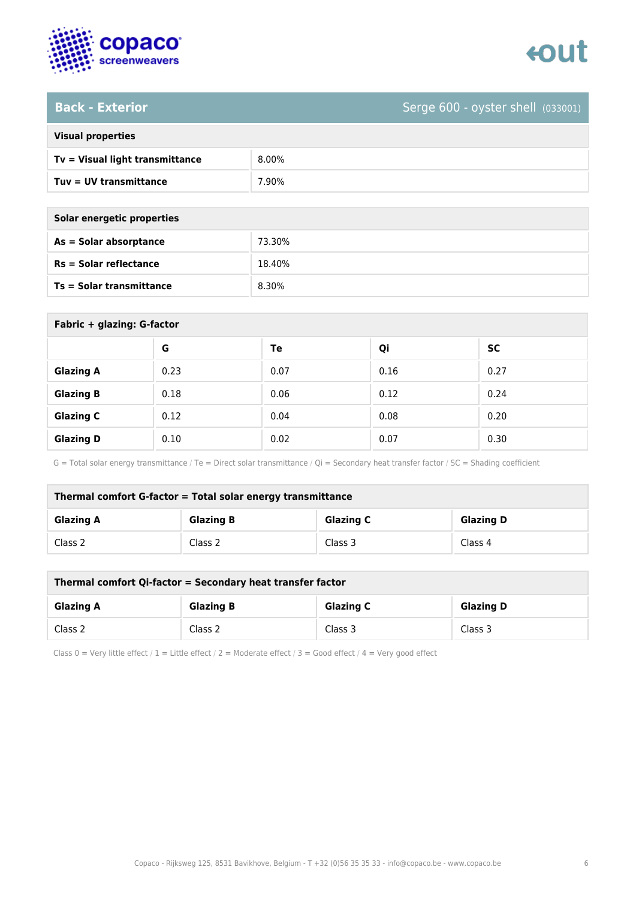## Back - Exterior

Serge 600 - oyster shell (033001)

| Visual properties | |
| --- | --- |
| **Tv = Visual light transmittance** | 8.00% |
| **Tuv = UV transmittance** | 7.90% |

| Solar energetic properties | |
| --- | --- |
| **As = Solar absorptance** | 73.30% |
| **Rs = Solar reflectance** | 18.40% |
| **Ts = Solar transmittance** | 8.30% |

**Fabric + glazing: G-factor**

| | G | Te | Qi | SC |
| --- | --- | --- | --- | --- |
| **Glazing A** | 0.23 | 0.07 | 0.16 | 0.27 |
| **Glazing B** | 0.18 | 0.06 | 0.12 | 0.24 |
| **Glazing C** | 0.12 | 0.04 | 0.08 | 0.20 |
| **Glazing D** | 0.10 | 0.02 | 0.07 | 0.30 |

G = Total solar energy transmittance / Te = Direct solar transmittance / Qi = Secondary heat transfer factor / SC = Shading coefficient

**Thermal comfort G-factor = Total solar energy transmittance**

| Glazing A | Glazing B | Glazing C | Glazing D |
| --- | --- | --- | --- |
| Class 2 | Class 2 | Class 3 | Class 4 |

**Thermal comfort Qi-factor = Secondary heat transfer factor**

| Glazing A | Glazing B | Glazing C | Glazing D |
| --- | --- | --- | --- |
| Class 2 | Class 2 | Class 3 | Class 3 |

Class 0 = Very little effect / 1 = Little effect / 2 = Moderate effect / 3 = Good effect / 4 = Very good effect

Copaco - Rijksweg 125, 8531 Bavikhove, Belgium - T +32 (0)56 35 35 33 - info@copaco.be - www.copaco.be